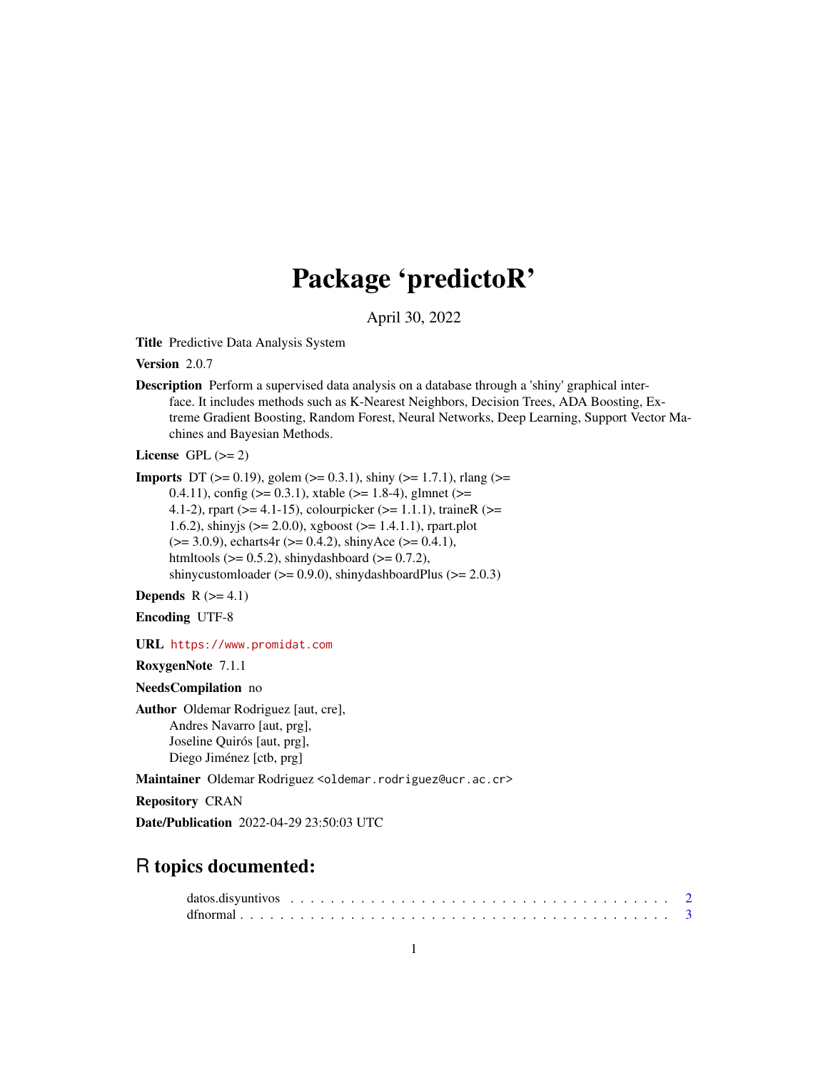# Package 'predictoR'

April 30, 2022

**Title** Predictive Data Analysis System

**Version** 2.0.7

**Description** Perform a supervised data analysis on a database through a 'shiny' graphical interface. It includes methods such as K-Nearest Neighbors, Decision Trees, ADA Boosting, Extreme Gradient Boosting, Random Forest, Neural Networks, Deep Learning, Support Vector Machines and Bayesian Methods.

**License** GPL (>= 2)

**Imports** DT (>= 0.19), golem (>= 0.3.1), shiny (>= 1.7.1), rlang (>= 0.4.11), config (>= 0.3.1), xtable (>= 1.8-4), glmnet (>= 4.1-2), rpart (>= 4.1-15), colourpicker (>= 1.1.1), traineR (>= 1.6.2), shinyjs (>= 2.0.0), xgboost (>= 1.4.1.1), rpart.plot (>= 3.0.9), echarts4r (>= 0.4.2), shinyAce (>= 0.4.1), htmltools (>= 0.5.2), shinydashboard (>= 0.7.2), shinycustomloader (>= 0.9.0), shinydashboardPlus (>= 2.0.3)

**Depends** R (>= 4.1)

**Encoding** UTF-8

**URL** https://www.promidat.com

**RoxygenNote** 7.1.1

**NeedsCompilation** no

**Author** Oldemar Rodriguez [aut, cre],
Andres Navarro [aut, prg],
Joseline Quirós [aut, prg],
Diego Jiménez [ctb, prg]

**Maintainer** Oldemar Rodriguez <oldemar.rodriguez@ucr.ac.cr>

**Repository** CRAN

**Date/Publication** 2022-04-29 23:50:03 UTC

## R topics documented:

datos.disyuntivos . . . . . . . . . . . . . . . . . . . . . . . . . . . . . . . . . . . . . 2
dfnormal . . . . . . . . . . . . . . . . . . . . . . . . . . . . . . . . . . . . . . . . . . 3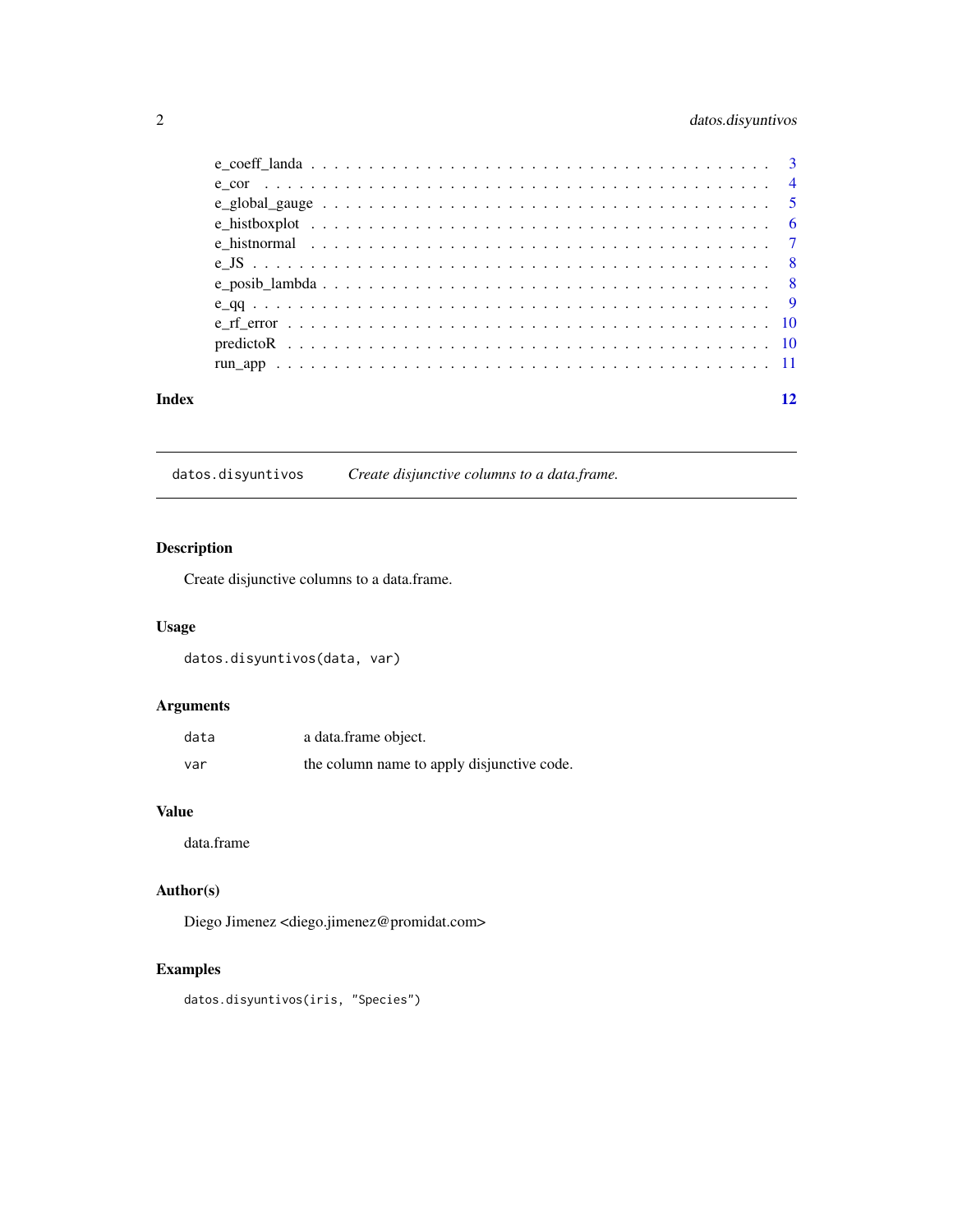- e_coeff_landa . . . 3
- e_cor . . . 4
- e_global_gauge . . . 5
- e_histboxplot . . . 6
- e_histnormal . . . 7
- e_JS . . . 8
- e_posib_lambda . . . 8
- e_qq . . . 9
- e_rf_error . . . 10
- predictoR . . . 10
- run_app . . . 11

**Index** **12**

---

`datos.disyuntivos` *Create disjunctive columns to a data.frame.*

---

## Description

Create disjunctive columns to a data.frame.

## Usage

```
datos.disyuntivos(data, var)
```

## Arguments

| | |
|---|---|
| `data` | a data.frame object. |
| `var` | the column name to apply disjunctive code. |

## Value

data.frame

## Author(s)

Diego Jimenez <diego.jimenez@promidat.com>

## Examples

```
datos.disyuntivos(iris, "Species")
```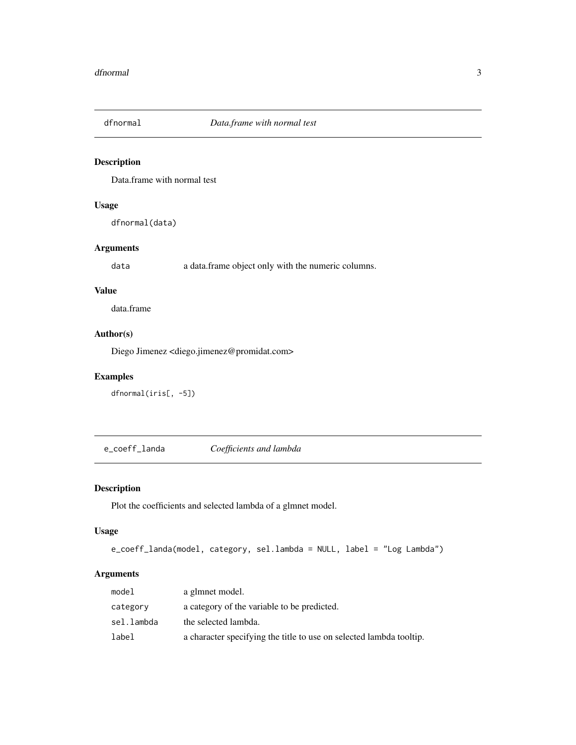## dfnormal *Data.frame with normal test*

### Description

Data.frame with normal test

### Usage

```
dfnormal(data)
```

### Arguments

| | |
|---|---|
| `data` | a data.frame object only with the numeric columns. |

### Value

data.frame

### Author(s)

Diego Jimenez <diego.jimenez@promidat.com>

### Examples

```
dfnormal(iris[, -5])
```

## e_coeff_landa *Coefficients and lambda*

### Description

Plot the coefficients and selected lambda of a glmnet model.

### Usage

```
e_coeff_landa(model, category, sel.lambda = NULL, label = "Log Lambda")
```

### Arguments

| | |
|---|---|
| `model` | a glmnet model. |
| `category` | a category of the variable to be predicted. |
| `sel.lambda` | the selected lambda. |
| `label` | a character specifying the title to use on selected lambda tooltip. |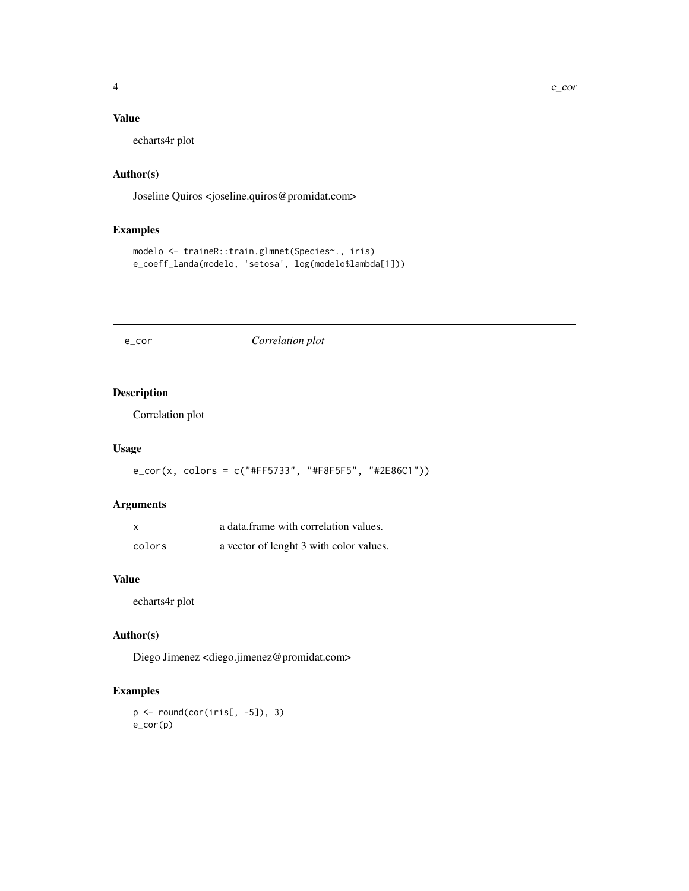## Value

echarts4r plot

## Author(s)

Joseline Quiros <joseline.quiros@promidat.com>

## Examples

```
modelo <- traineR::train.glmnet(Species~., iris)
e_coeff_landa(modelo, 'setosa', log(modelo$lambda[1]))
```

---

# e_cor *Correlation plot*

---

## Description

Correlation plot

## Usage

```
e_cor(x, colors = c("#FF5733", "#F8F5F5", "#2E86C1"))
```

## Arguments

| | |
|---|---|
| `x` | a data.frame with correlation values. |
| `colors` | a vector of lenght 3 with color values. |

## Value

echarts4r plot

## Author(s)

Diego Jimenez <diego.jimenez@promidat.com>

## Examples

```
p <- round(cor(iris[, -5]), 3)
e_cor(p)
```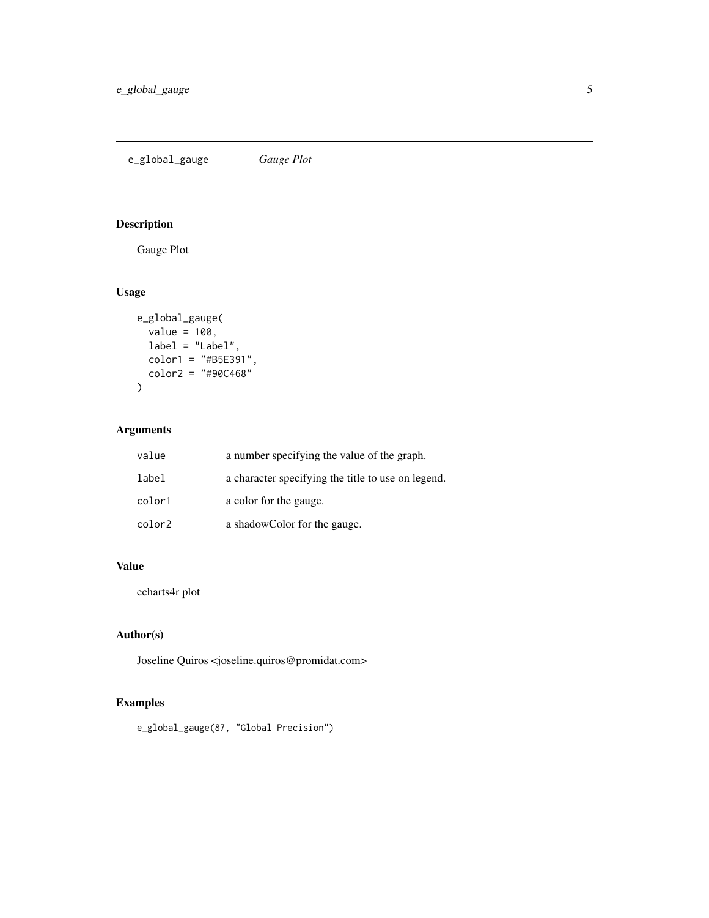## e_global_gauge *Gauge Plot*

### Description

Gauge Plot

### Usage

```
e_global_gauge(
  value = 100,
  label = "Label",
  color1 = "#B5E391",
  color2 = "#90C468"
)
```

### Arguments

| | |
|---|---|
| value | a number specifying the value of the graph. |
| label | a character specifying the title to use on legend. |
| color1 | a color for the gauge. |
| color2 | a shadowColor for the gauge. |

### Value

echarts4r plot

### Author(s)

Joseline Quiros <joseline.quiros@promidat.com>

### Examples

```
e_global_gauge(87, "Global Precision")
```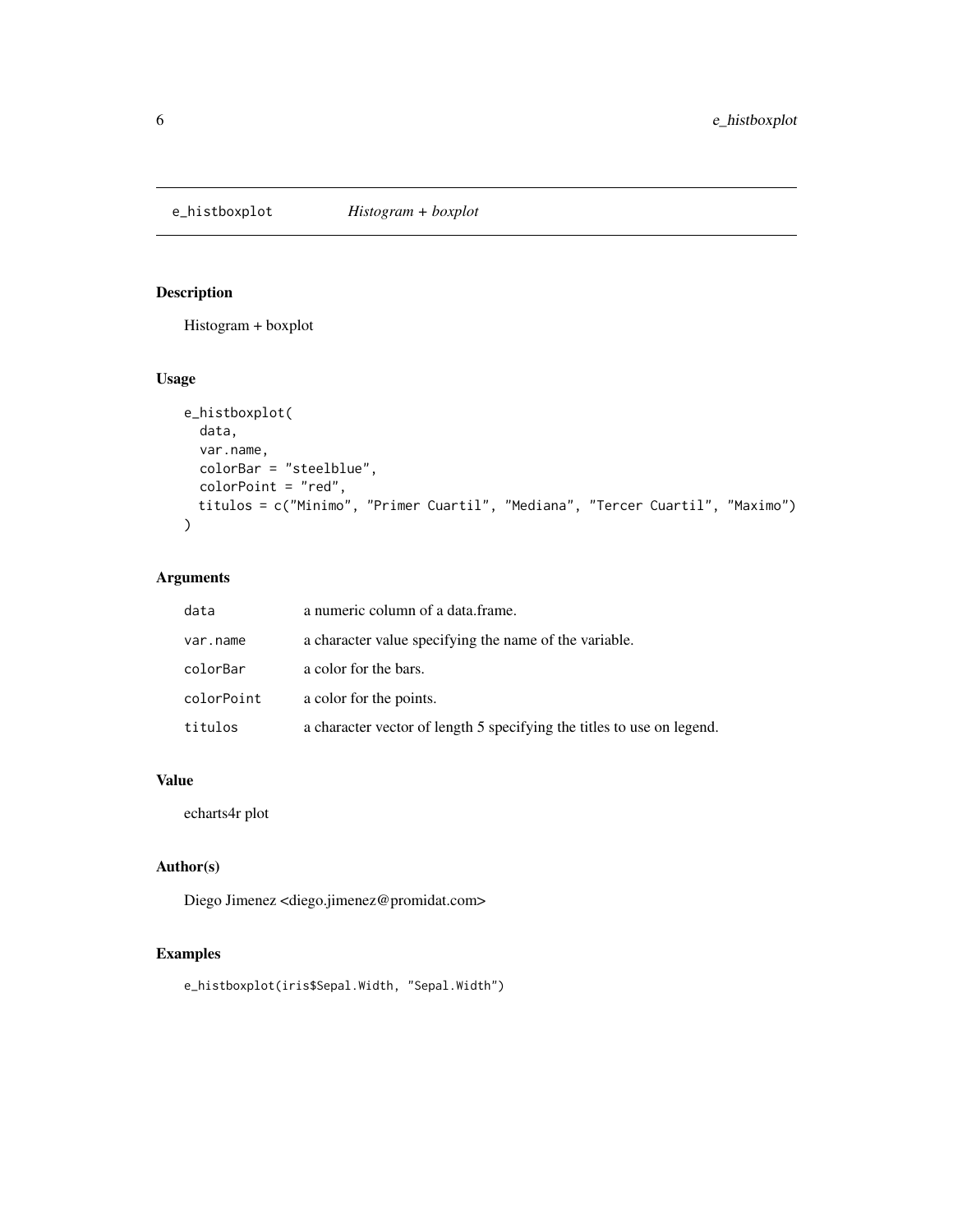## e_histboxplot *Histogram + boxplot*

### Description

Histogram + boxplot

### Usage

```
e_histboxplot(
  data,
  var.name,
  colorBar = "steelblue",
  colorPoint = "red",
  titulos = c("Minimo", "Primer Cuartil", "Mediana", "Tercer Cuartil", "Maximo")
)
```

### Arguments

| | |
|---|---|
| `data` | a numeric column of a data.frame. |
| `var.name` | a character value specifying the name of the variable. |
| `colorBar` | a color for the bars. |
| `colorPoint` | a color for the points. |
| `titulos` | a character vector of length 5 specifying the titles to use on legend. |

### Value

echarts4r plot

### Author(s)

Diego Jimenez <diego.jimenez@promidat.com>

### Examples

```
e_histboxplot(iris$Sepal.Width, "Sepal.Width")
```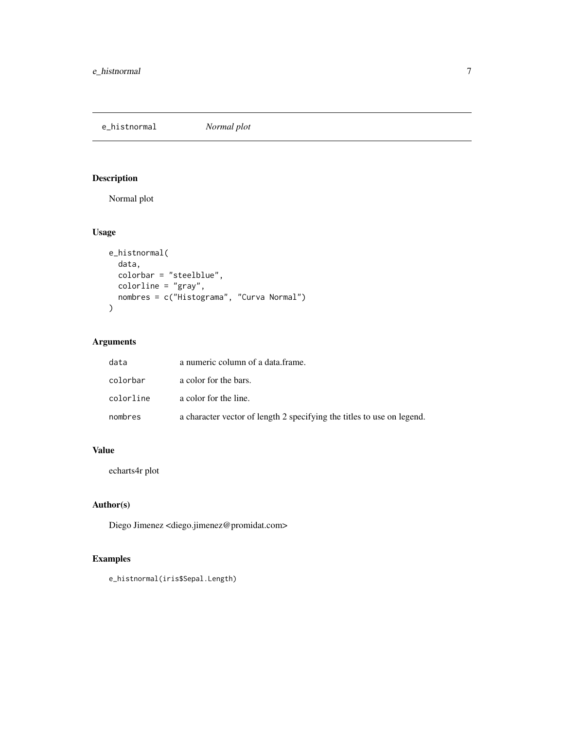# e_histnormal *Normal plot*

## Description

Normal plot

## Usage

```
e_histnormal(
  data,
  colorbar = "steelblue",
  colorline = "gray",
  nombres = c("Histograma", "Curva Normal")
)
```

## Arguments

| | |
|---|---|
| `data` | a numeric column of a data.frame. |
| `colorbar` | a color for the bars. |
| `colorline` | a color for the line. |
| `nombres` | a character vector of length 2 specifying the titles to use on legend. |

## Value

echarts4r plot

## Author(s)

Diego Jimenez <diego.jimenez@promidat.com>

## Examples

```
e_histnormal(iris$Sepal.Length)
```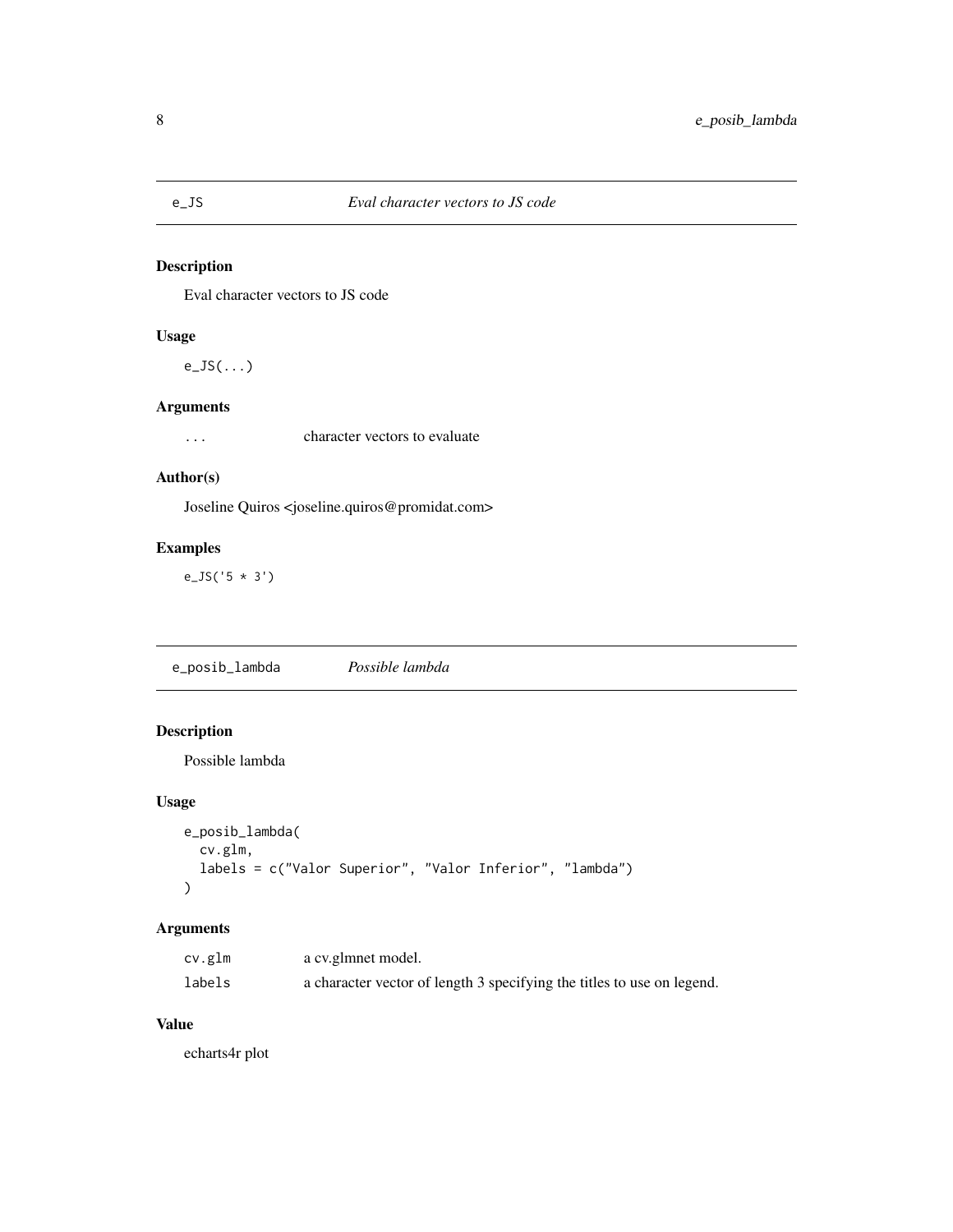## e_JS *Eval character vectors to JS code*

### Description

Eval character vectors to JS code

### Usage

```
e_JS(...)
```

### Arguments

| | |
|---|---|
| ... | character vectors to evaluate |

### Author(s)

Joseline Quiros <joseline.quiros@promidat.com>

### Examples

```
e_JS('5 * 3')
```

## e_posib_lambda *Possible lambda*

### Description

Possible lambda

### Usage

```
e_posib_lambda(
  cv.glm,
  labels = c("Valor Superior", "Valor Inferior", "lambda")
)
```

### Arguments

| | |
|---|---|
| cv.glm | a cv.glmnet model. |
| labels | a character vector of length 3 specifying the titles to use on legend. |

### Value

echarts4r plot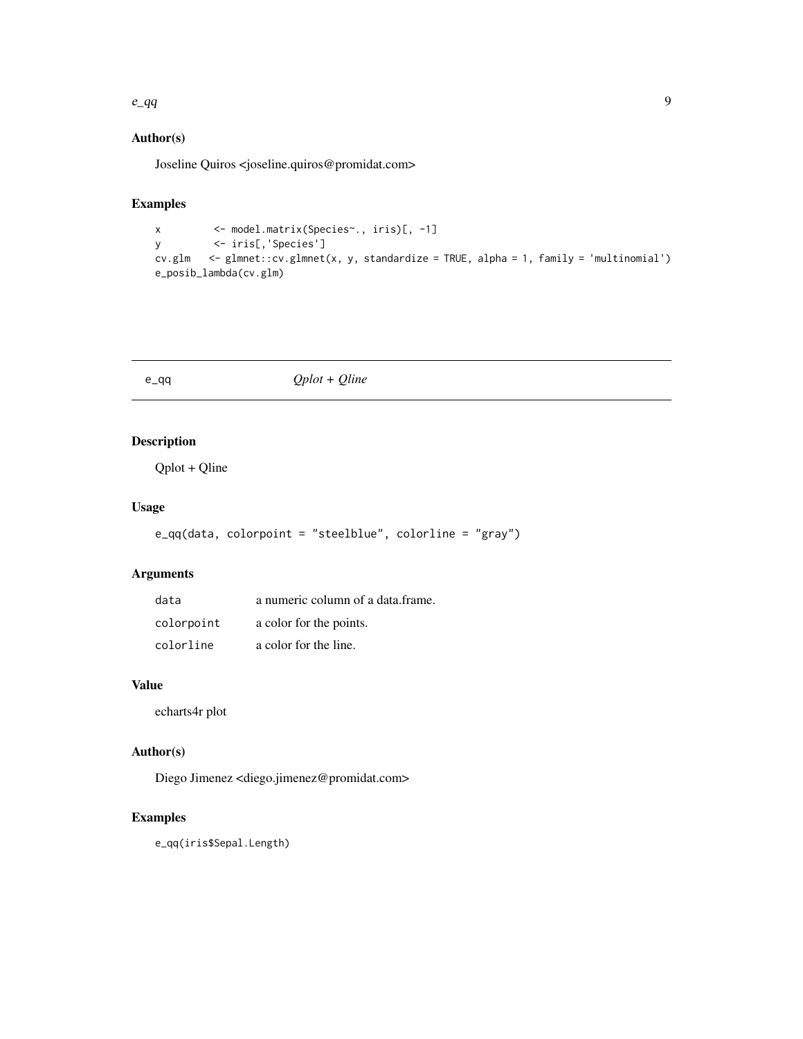## Author(s)

Joseline Quiros <joseline.quiros@promidat.com>

## Examples

```
x         <- model.matrix(Species~., iris)[, -1]
y         <- iris[,'Species']
cv.glm   <- glmnet::cv.glmnet(x, y, standardize = TRUE, alpha = 1, family = 'multinomial')
e_posib_lambda(cv.glm)
```

---

# e_qq *Qplot + Qline*

## Description

Qplot + Qline

## Usage

```
e_qq(data, colorpoint = "steelblue", colorline = "gray")
```

## Arguments

| | |
|---|---|
| `data` | a numeric column of a data.frame. |
| `colorpoint` | a color for the points. |
| `colorline` | a color for the line. |

## Value

echarts4r plot

## Author(s)

Diego Jimenez <diego.jimenez@promidat.com>

## Examples

```
e_qq(iris$Sepal.Length)
```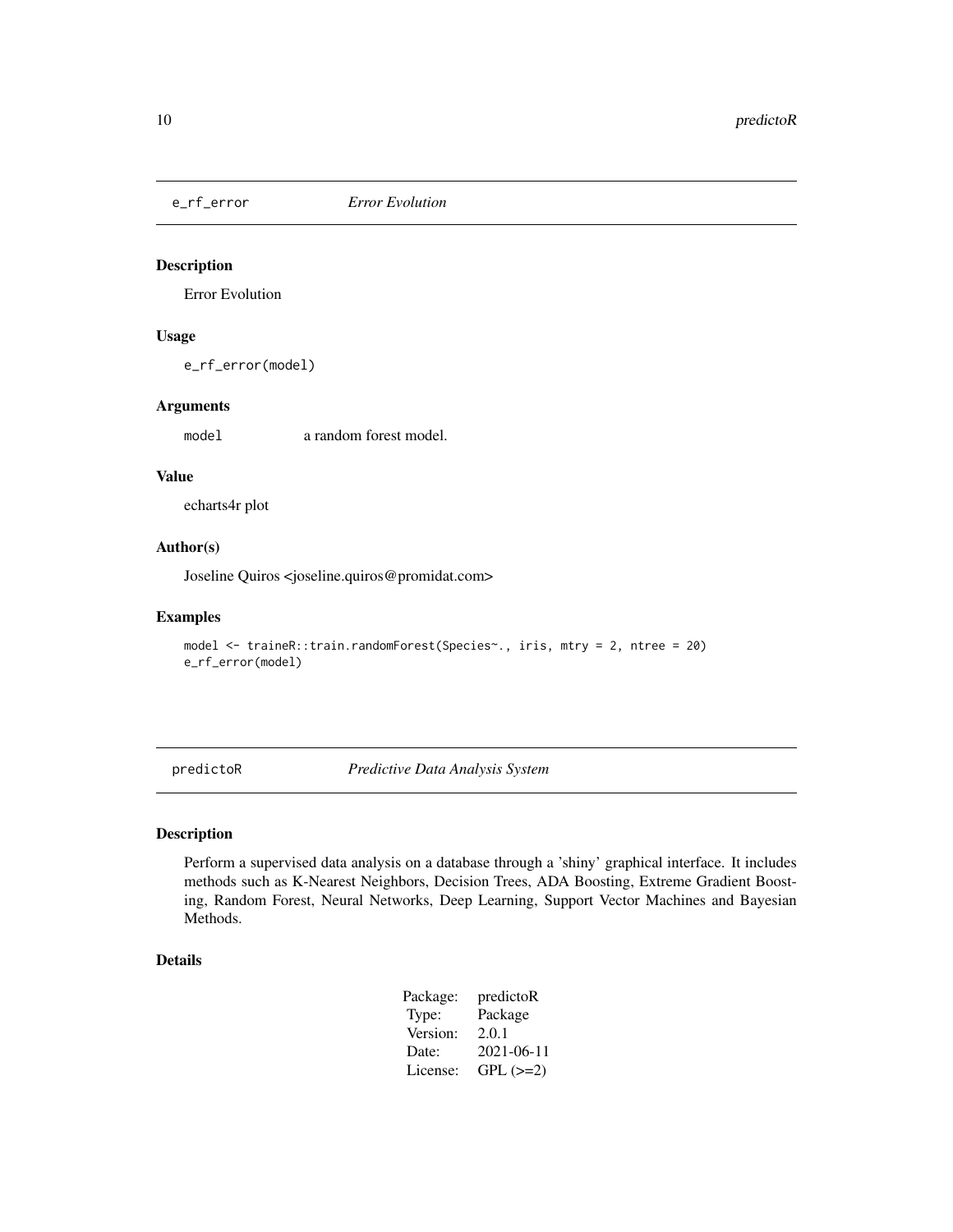## e_rf_error *Error Evolution*

### Description

Error Evolution

### Usage

```
e_rf_error(model)
```

### Arguments

| | |
|---|---|
| model | a random forest model. |

### Value

echarts4r plot

### Author(s)

Joseline Quiros <joseline.quiros@promidat.com>

### Examples

```
model <- traineR::train.randomForest(Species~., iris, mtry = 2, ntree = 20)
e_rf_error(model)
```

## predictoR *Predictive Data Analysis System*

### Description

Perform a supervised data analysis on a database through a 'shiny' graphical interface. It includes methods such as K-Nearest Neighbors, Decision Trees, ADA Boosting, Extreme Gradient Boosting, Random Forest, Neural Networks, Deep Learning, Support Vector Machines and Bayesian Methods.

### Details

| | |
|---|---|
| Package: | predictoR |
| Type: | Package |
| Version: | 2.0.1 |
| Date: | 2021-06-11 |
| License: | GPL (>=2) |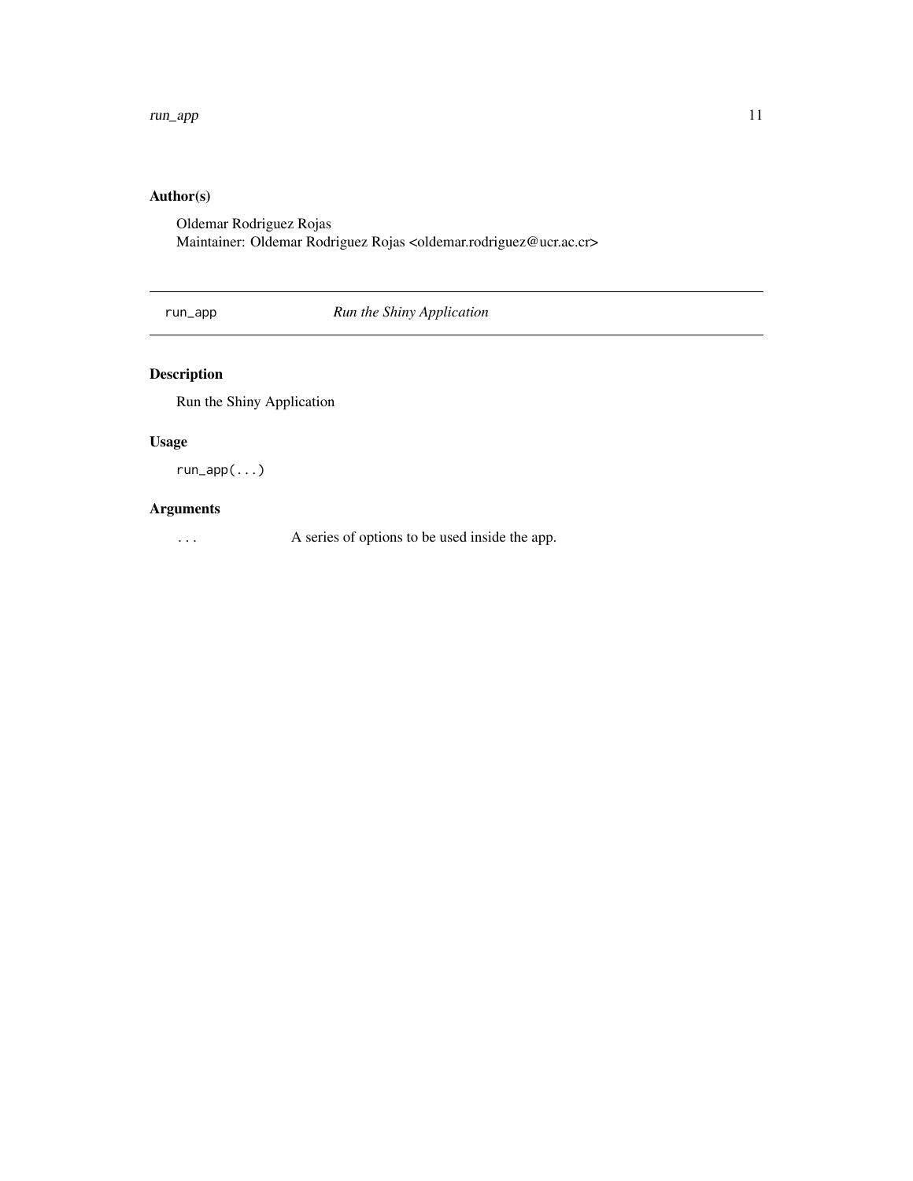## Author(s)

Oldemar Rodriguez Rojas
Maintainer: Oldemar Rodriguez Rojas <oldemar.rodriguez@ucr.ac.cr>

---

## run_app — *Run the Shiny Application*

---

### Description

Run the Shiny Application

### Usage

```
run_app(...)
```

### Arguments

| | |
|---|---|
| ... | A series of options to be used inside the app. |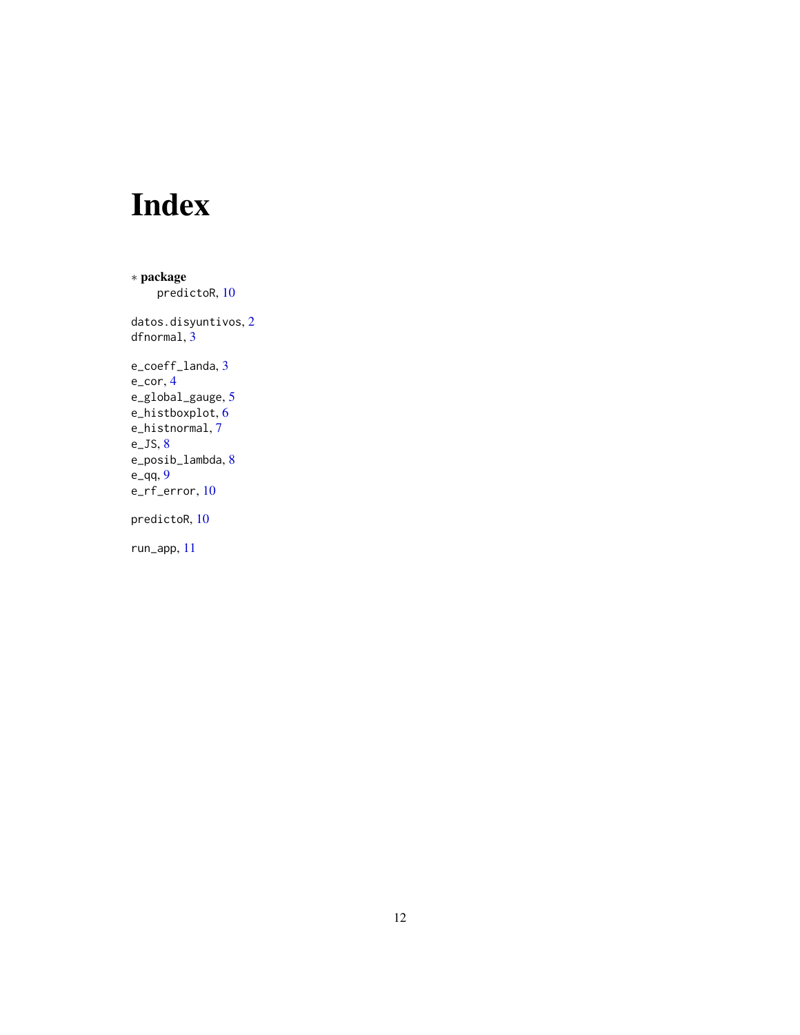# Index

∗ **package**
    predictoR, 10

datos.disyuntivos, 2
dfnormal, 3

e_coeff_landa, 3
e_cor, 4
e_global_gauge, 5
e_histboxplot, 6
e_histnormal, 7
e_JS, 8
e_posib_lambda, 8
e_qq, 9
e_rf_error, 10

predictoR, 10

run_app, 11